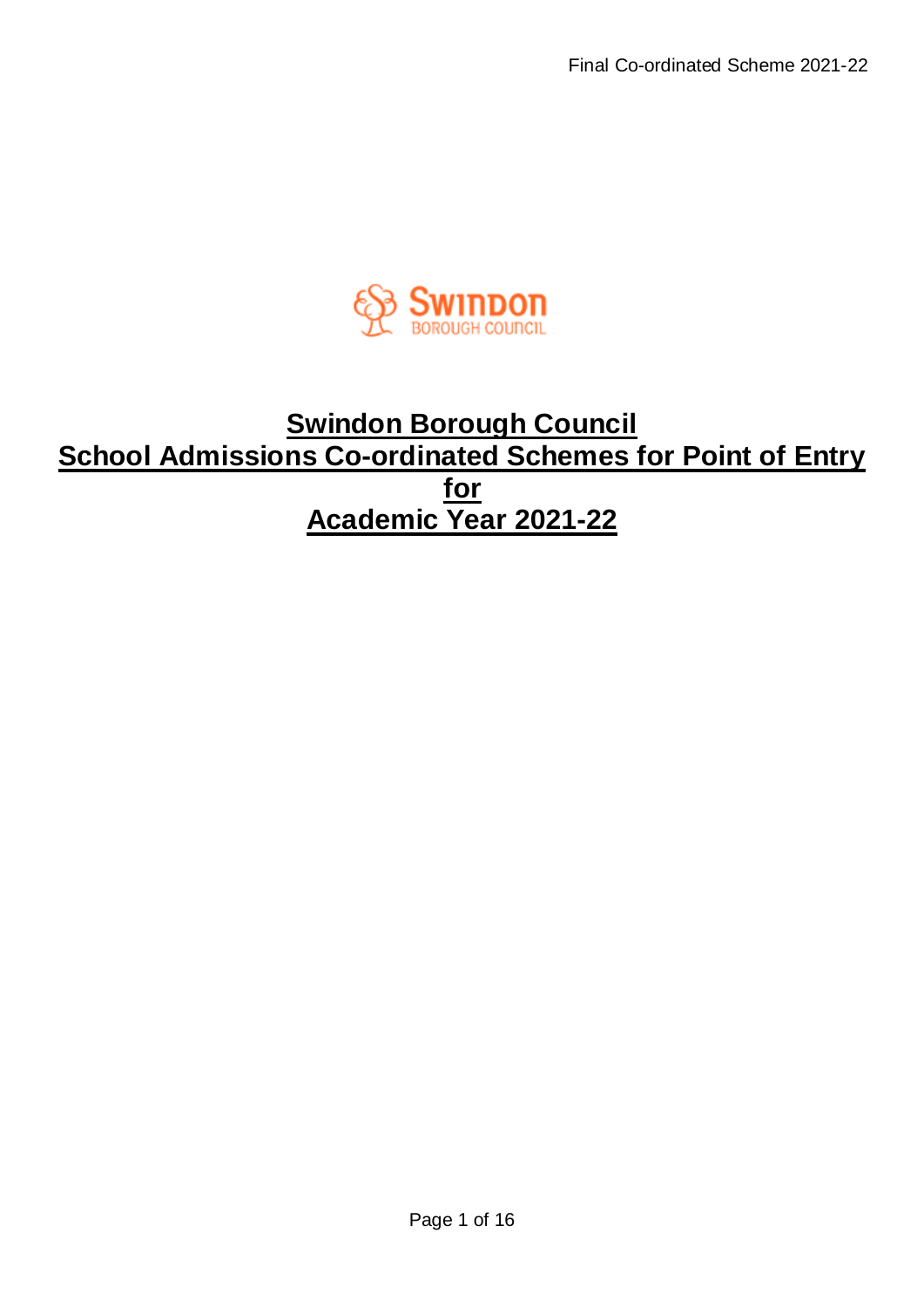# Swindon Borough Council
# School Admissions Co-ordinated Schemes for Point of Entry for Academic Year 2021-22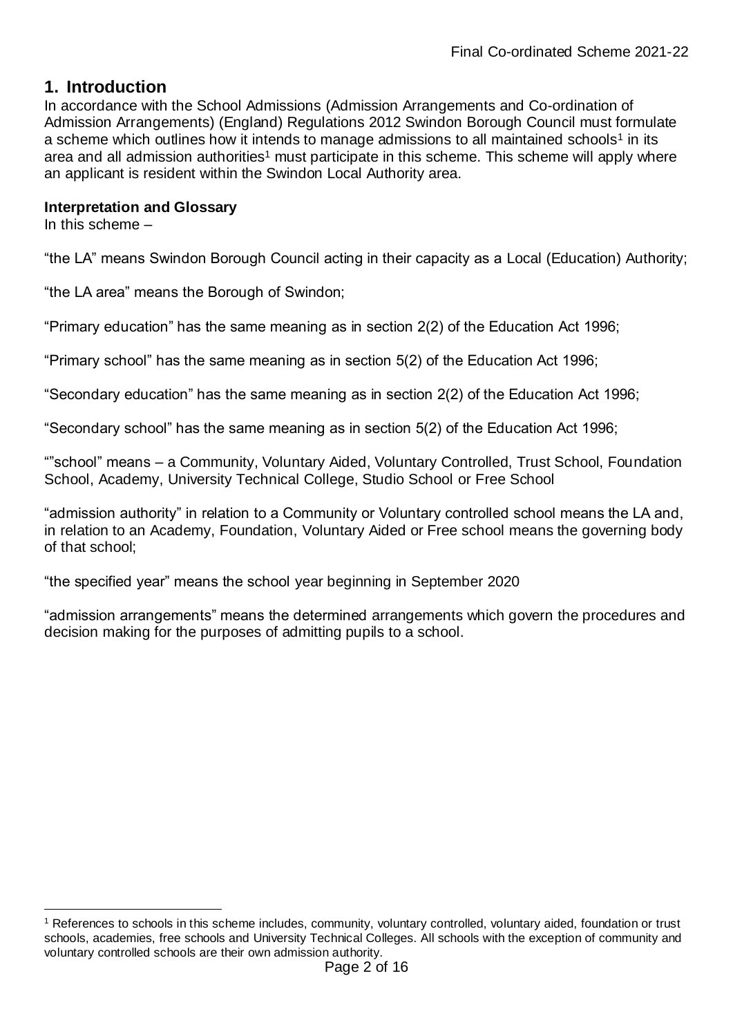## 1. Introduction

In accordance with the School Admissions (Admission Arrangements and Co-ordination of Admission Arrangements) (England) Regulations 2012 Swindon Borough Council must formulate a scheme which outlines how it intends to manage admissions to all maintained schools[1] in its area and all admission authorities[1] must participate in this scheme. This scheme will apply where an applicant is resident within the Swindon Local Authority area.

**Interpretation and Glossary**

In this scheme –

"the LA" means Swindon Borough Council acting in their capacity as a Local (Education) Authority;

"the LA area" means the Borough of Swindon;

"Primary education" has the same meaning as in section 2(2) of the Education Act 1996;

"Primary school" has the same meaning as in section 5(2) of the Education Act 1996;

"Secondary education" has the same meaning as in section 2(2) of the Education Act 1996;

"Secondary school" has the same meaning as in section 5(2) of the Education Act 1996;

""school" means – a Community, Voluntary Aided, Voluntary Controlled, Trust School, Foundation School, Academy, University Technical College, Studio School or Free School

"admission authority" in relation to a Community or Voluntary controlled school means the LA and, in relation to an Academy, Foundation, Voluntary Aided or Free school means the governing body of that school;

"the specified year" means the school year beginning in September 2020

"admission arrangements" means the determined arrangements which govern the procedures and decision making for the purposes of admitting pupils to a school.

[1] References to schools in this scheme includes, community, voluntary controlled, voluntary aided, foundation or trust schools, academies, free schools and University Technical Colleges. All schools with the exception of community and voluntary controlled schools are their own admission authority.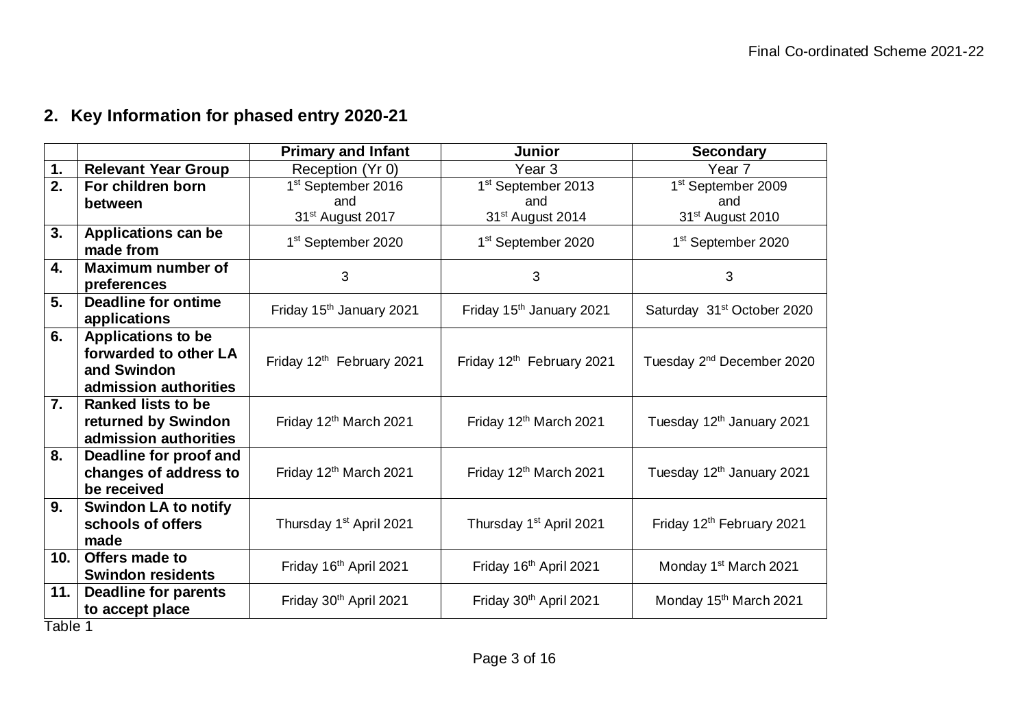## 2. Key Information for phased entry 2020-21

| | | Primary and Infant | Junior | Secondary |
|---|---|---|---|---|
| **1.** | **Relevant Year Group** | Reception (Yr 0) | Year 3 | Year 7 |
| **2.** | **For children born between** | 1st September 2016 and 31st August 2017 | 1st September 2013 and 31st August 2014 | 1st September 2009 and 31st August 2010 |
| **3.** | **Applications can be made from** | 1st September 2020 | 1st September 2020 | 1st September 2020 |
| **4.** | **Maximum number of preferences** | 3 | 3 | 3 |
| **5.** | **Deadline for ontime applications** | Friday 15th January 2021 | Friday 15th January 2021 | Saturday 31st October 2020 |
| **6.** | **Applications to be forwarded to other LA and Swindon admission authorities** | Friday 12th February 2021 | Friday 12th February 2021 | Tuesday 2nd December 2020 |
| **7.** | **Ranked lists to be returned by Swindon admission authorities** | Friday 12th March 2021 | Friday 12th March 2021 | Tuesday 12th January 2021 |
| **8.** | **Deadline for proof and changes of address to be received** | Friday 12th March 2021 | Friday 12th March 2021 | Tuesday 12th January 2021 |
| **9.** | **Swindon LA to notify schools of offers made** | Thursday 1st April 2021 | Thursday 1st April 2021 | Friday 12th February 2021 |
| **10.** | **Offers made to Swindon residents** | Friday 16th April 2021 | Friday 16th April 2021 | Monday 1st March 2021 |
| **11.** | **Deadline for parents to accept place** | Friday 30th April 2021 | Friday 30th April 2021 | Monday 15th March 2021 |

Table 1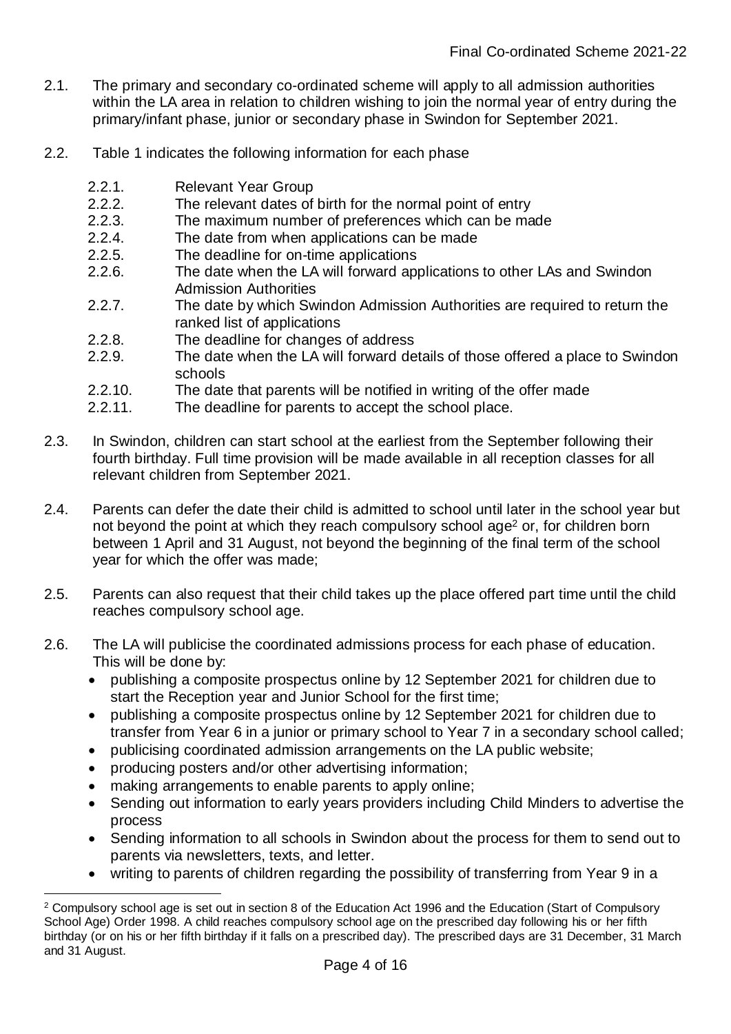2.1. The primary and secondary co-ordinated scheme will apply to all admission authorities within the LA area in relation to children wishing to join the normal year of entry during the primary/infant phase, junior or secondary phase in Swindon for September 2021.

2.2. Table 1 indicates the following information for each phase

- 2.2.1. Relevant Year Group
- 2.2.2. The relevant dates of birth for the normal point of entry
- 2.2.3. The maximum number of preferences which can be made
- 2.2.4. The date from when applications can be made
- 2.2.5. The deadline for on-time applications
- 2.2.6. The date when the LA will forward applications to other LAs and Swindon Admission Authorities
- 2.2.7. The date by which Swindon Admission Authorities are required to return the ranked list of applications
- 2.2.8. The deadline for changes of address
- 2.2.9. The date when the LA will forward details of those offered a place to Swindon schools
- 2.2.10. The date that parents will be notified in writing of the offer made
- 2.2.11. The deadline for parents to accept the school place.

2.3. In Swindon, children can start school at the earliest from the September following their fourth birthday. Full time provision will be made available in all reception classes for all relevant children from September 2021.

2.4. Parents can defer the date their child is admitted to school until later in the school year but not beyond the point at which they reach compulsory school age[2] or, for children born between 1 April and 31 August, not beyond the beginning of the final term of the school year for which the offer was made;

2.5. Parents can also request that their child takes up the place offered part time until the child reaches compulsory school age.

2.6. The LA will publicise the coordinated admissions process for each phase of education. This will be done by:

- publishing a composite prospectus online by 12 September 2021 for children due to start the Reception year and Junior School for the first time;
- publishing a composite prospectus online by 12 September 2021 for children due to transfer from Year 6 in a junior or primary school to Year 7 in a secondary school called;
- publicising coordinated admission arrangements on the LA public website;
- producing posters and/or other advertising information;
- making arrangements to enable parents to apply online;
- Sending out information to early years providers including Child Minders to advertise the process
- Sending information to all schools in Swindon about the process for them to send out to parents via newsletters, texts, and letter.
- writing to parents of children regarding the possibility of transferring from Year 9 in a

[2] Compulsory school age is set out in section 8 of the Education Act 1996 and the Education (Start of Compulsory School Age) Order 1998. A child reaches compulsory school age on the prescribed day following his or her fifth birthday (or on his or her fifth birthday if it falls on a prescribed day). The prescribed days are 31 December, 31 March and 31 August.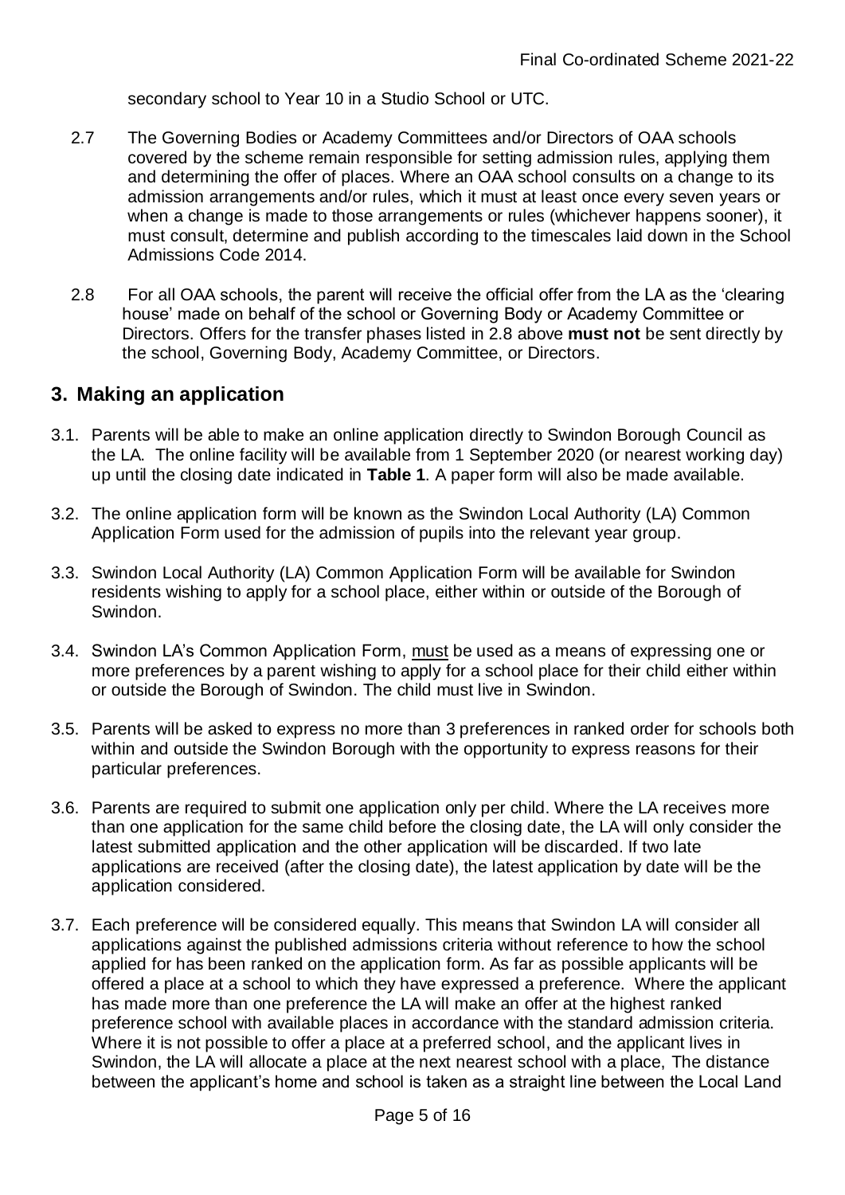secondary school to Year 10 in a Studio School or UTC.

2.7 The Governing Bodies or Academy Committees and/or Directors of OAA schools covered by the scheme remain responsible for setting admission rules, applying them and determining the offer of places. Where an OAA school consults on a change to its admission arrangements and/or rules, which it must at least once every seven years or when a change is made to those arrangements or rules (whichever happens sooner), it must consult, determine and publish according to the timescales laid down in the School Admissions Code 2014.

2.8 For all OAA schools, the parent will receive the official offer from the LA as the 'clearing house' made on behalf of the school or Governing Body or Academy Committee or Directors. Offers for the transfer phases listed in 2.8 above **must not** be sent directly by the school, Governing Body, Academy Committee, or Directors.

## 3. Making an application

3.1. Parents will be able to make an online application directly to Swindon Borough Council as the LA. The online facility will be available from 1 September 2020 (or nearest working day) up until the closing date indicated in **Table 1**. A paper form will also be made available.

3.2. The online application form will be known as the Swindon Local Authority (LA) Common Application Form used for the admission of pupils into the relevant year group.

3.3. Swindon Local Authority (LA) Common Application Form will be available for Swindon residents wishing to apply for a school place, either within or outside of the Borough of Swindon.

3.4. Swindon LA's Common Application Form, <u>must</u> be used as a means of expressing one or more preferences by a parent wishing to apply for a school place for their child either within or outside the Borough of Swindon. The child must live in Swindon.

3.5. Parents will be asked to express no more than 3 preferences in ranked order for schools both within and outside the Swindon Borough with the opportunity to express reasons for their particular preferences.

3.6. Parents are required to submit one application only per child. Where the LA receives more than one application for the same child before the closing date, the LA will only consider the latest submitted application and the other application will be discarded. If two late applications are received (after the closing date), the latest application by date will be the application considered.

3.7. Each preference will be considered equally. This means that Swindon LA will consider all applications against the published admissions criteria without reference to how the school applied for has been ranked on the application form. As far as possible applicants will be offered a place at a school to which they have expressed a preference. Where the applicant has made more than one preference the LA will make an offer at the highest ranked preference school with available places in accordance with the standard admission criteria. Where it is not possible to offer a place at a preferred school, and the applicant lives in Swindon, the LA will allocate a place at the next nearest school with a place, The distance between the applicant's home and school is taken as a straight line between the Local Land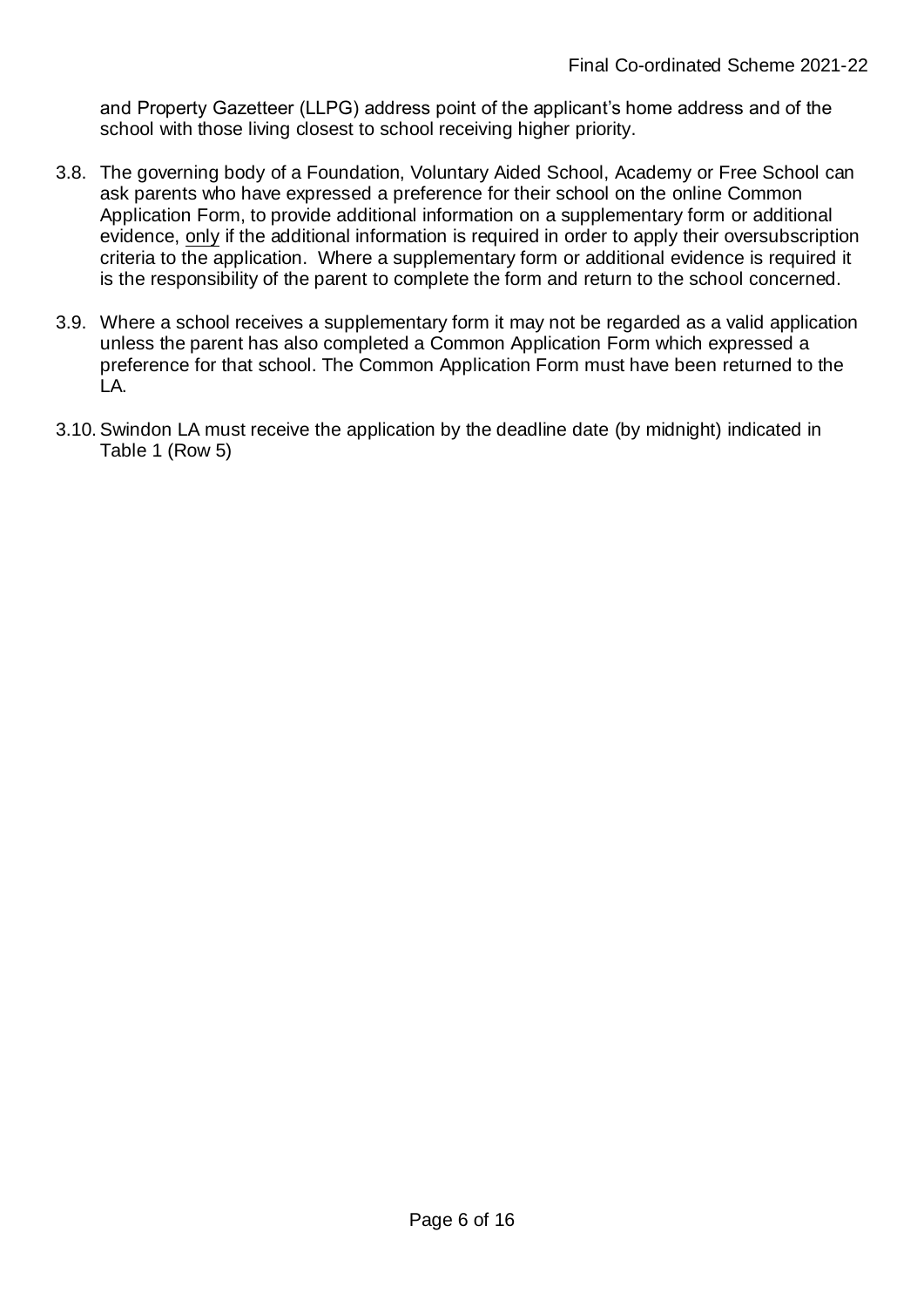and Property Gazetteer (LLPG) address point of the applicant's home address and of the school with those living closest to school receiving higher priority.

3.8. The governing body of a Foundation, Voluntary Aided School, Academy or Free School can ask parents who have expressed a preference for their school on the online Common Application Form, to provide additional information on a supplementary form or additional evidence, <u>only</u> if the additional information is required in order to apply their oversubscription criteria to the application. Where a supplementary form or additional evidence is required it is the responsibility of the parent to complete the form and return to the school concerned.

3.9. Where a school receives a supplementary form it may not be regarded as a valid application unless the parent has also completed a Common Application Form which expressed a preference for that school. The Common Application Form must have been returned to the LA.

3.10. Swindon LA must receive the application by the deadline date (by midnight) indicated in Table 1 (Row 5)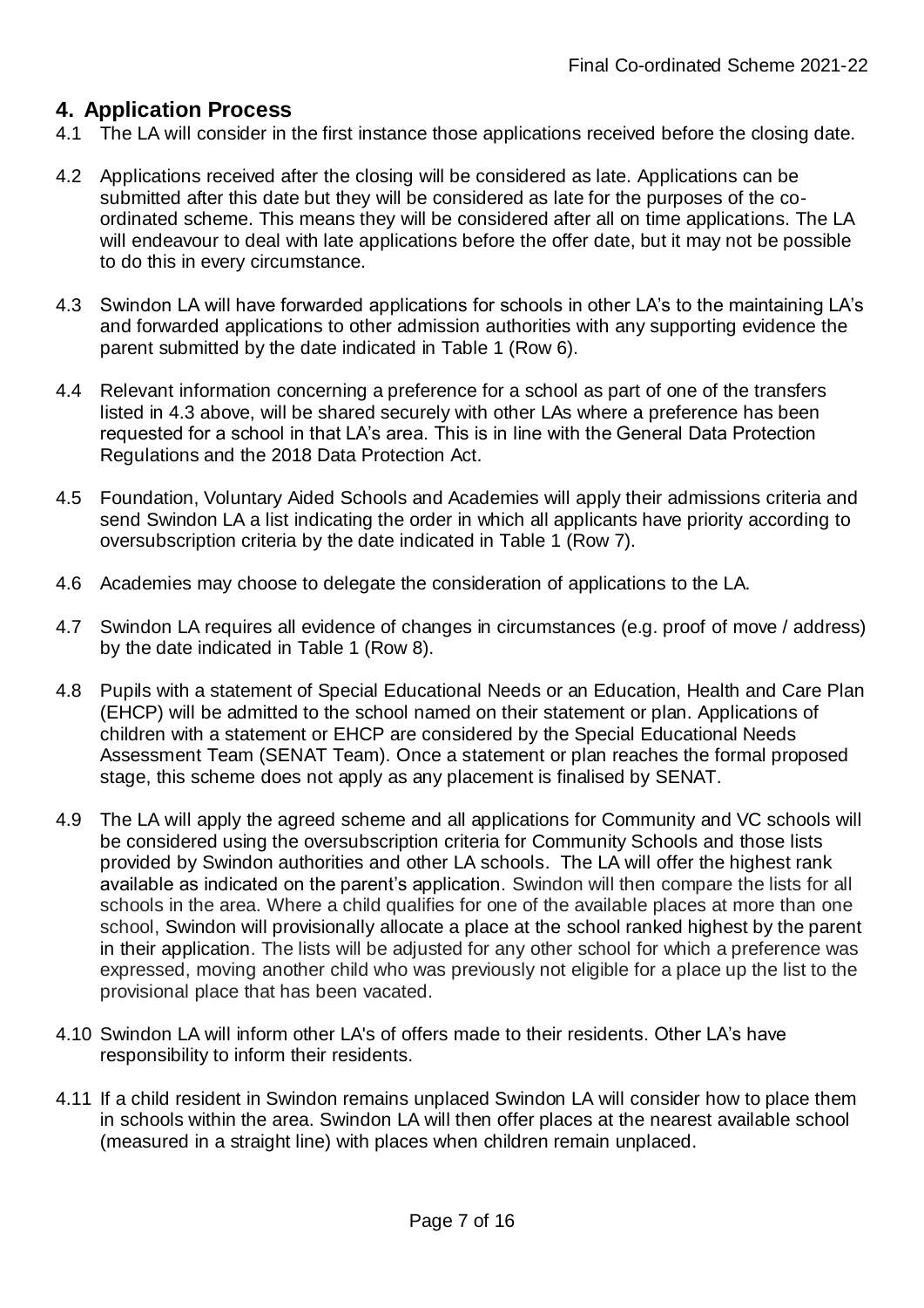## 4. Application Process

4.1 The LA will consider in the first instance those applications received before the closing date.

4.2 Applications received after the closing will be considered as late. Applications can be submitted after this date but they will be considered as late for the purposes of the co-ordinated scheme. This means they will be considered after all on time applications. The LA will endeavour to deal with late applications before the offer date, but it may not be possible to do this in every circumstance.

4.3 Swindon LA will have forwarded applications for schools in other LA's to the maintaining LA's and forwarded applications to other admission authorities with any supporting evidence the parent submitted by the date indicated in Table 1 (Row 6).

4.4 Relevant information concerning a preference for a school as part of one of the transfers listed in 4.3 above, will be shared securely with other LAs where a preference has been requested for a school in that LA's area. This is in line with the General Data Protection Regulations and the 2018 Data Protection Act.

4.5 Foundation, Voluntary Aided Schools and Academies will apply their admissions criteria and send Swindon LA a list indicating the order in which all applicants have priority according to oversubscription criteria by the date indicated in Table 1 (Row 7).

4.6 Academies may choose to delegate the consideration of applications to the LA.

4.7 Swindon LA requires all evidence of changes in circumstances (e.g. proof of move / address) by the date indicated in Table 1 (Row 8).

4.8 Pupils with a statement of Special Educational Needs or an Education, Health and Care Plan (EHCP) will be admitted to the school named on their statement or plan. Applications of children with a statement or EHCP are considered by the Special Educational Needs Assessment Team (SENAT Team). Once a statement or plan reaches the formal proposed stage, this scheme does not apply as any placement is finalised by SENAT.

4.9 The LA will apply the agreed scheme and all applications for Community and VC schools will be considered using the oversubscription criteria for Community Schools and those lists provided by Swindon authorities and other LA schools. The LA will offer the highest rank available as indicated on the parent's application. Swindon will then compare the lists for all schools in the area. Where a child qualifies for one of the available places at more than one school, Swindon will provisionally allocate a place at the school ranked highest by the parent in their application. The lists will be adjusted for any other school for which a preference was expressed, moving another child who was previously not eligible for a place up the list to the provisional place that has been vacated.

4.10 Swindon LA will inform other LA's of offers made to their residents. Other LA's have responsibility to inform their residents.

4.11 If a child resident in Swindon remains unplaced Swindon LA will consider how to place them in schools within the area. Swindon LA will then offer places at the nearest available school (measured in a straight line) with places when children remain unplaced.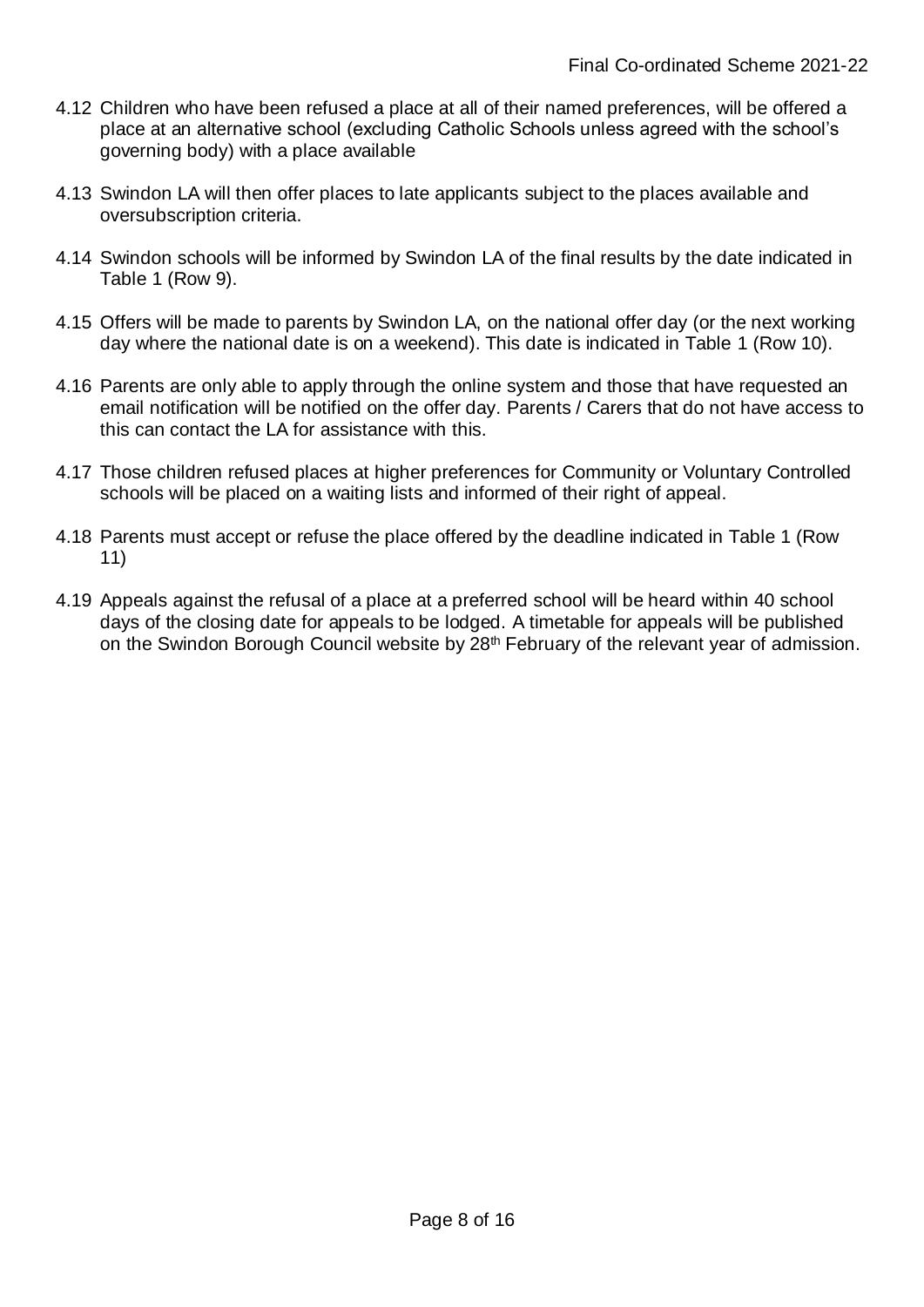4.12 Children who have been refused a place at all of their named preferences, will be offered a place at an alternative school (excluding Catholic Schools unless agreed with the school's governing body) with a place available

4.13 Swindon LA will then offer places to late applicants subject to the places available and oversubscription criteria.

4.14 Swindon schools will be informed by Swindon LA of the final results by the date indicated in Table 1 (Row 9).

4.15 Offers will be made to parents by Swindon LA, on the national offer day (or the next working day where the national date is on a weekend). This date is indicated in Table 1 (Row 10).

4.16 Parents are only able to apply through the online system and those that have requested an email notification will be notified on the offer day. Parents / Carers that do not have access to this can contact the LA for assistance with this.

4.17 Those children refused places at higher preferences for Community or Voluntary Controlled schools will be placed on a waiting lists and informed of their right of appeal.

4.18 Parents must accept or refuse the place offered by the deadline indicated in Table 1 (Row 11)

4.19 Appeals against the refusal of a place at a preferred school will be heard within 40 school days of the closing date for appeals to be lodged. A timetable for appeals will be published on the Swindon Borough Council website by 28th February of the relevant year of admission.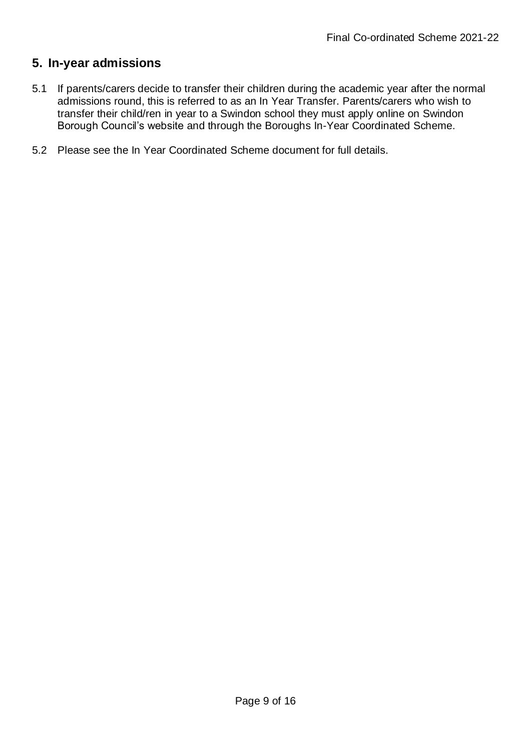## 5. In-year admissions

5.1 If parents/carers decide to transfer their children during the academic year after the normal admissions round, this is referred to as an In Year Transfer. Parents/carers who wish to transfer their child/ren in year to a Swindon school they must apply online on Swindon Borough Council's website and through the Boroughs In-Year Coordinated Scheme.

5.2 Please see the In Year Coordinated Scheme document for full details.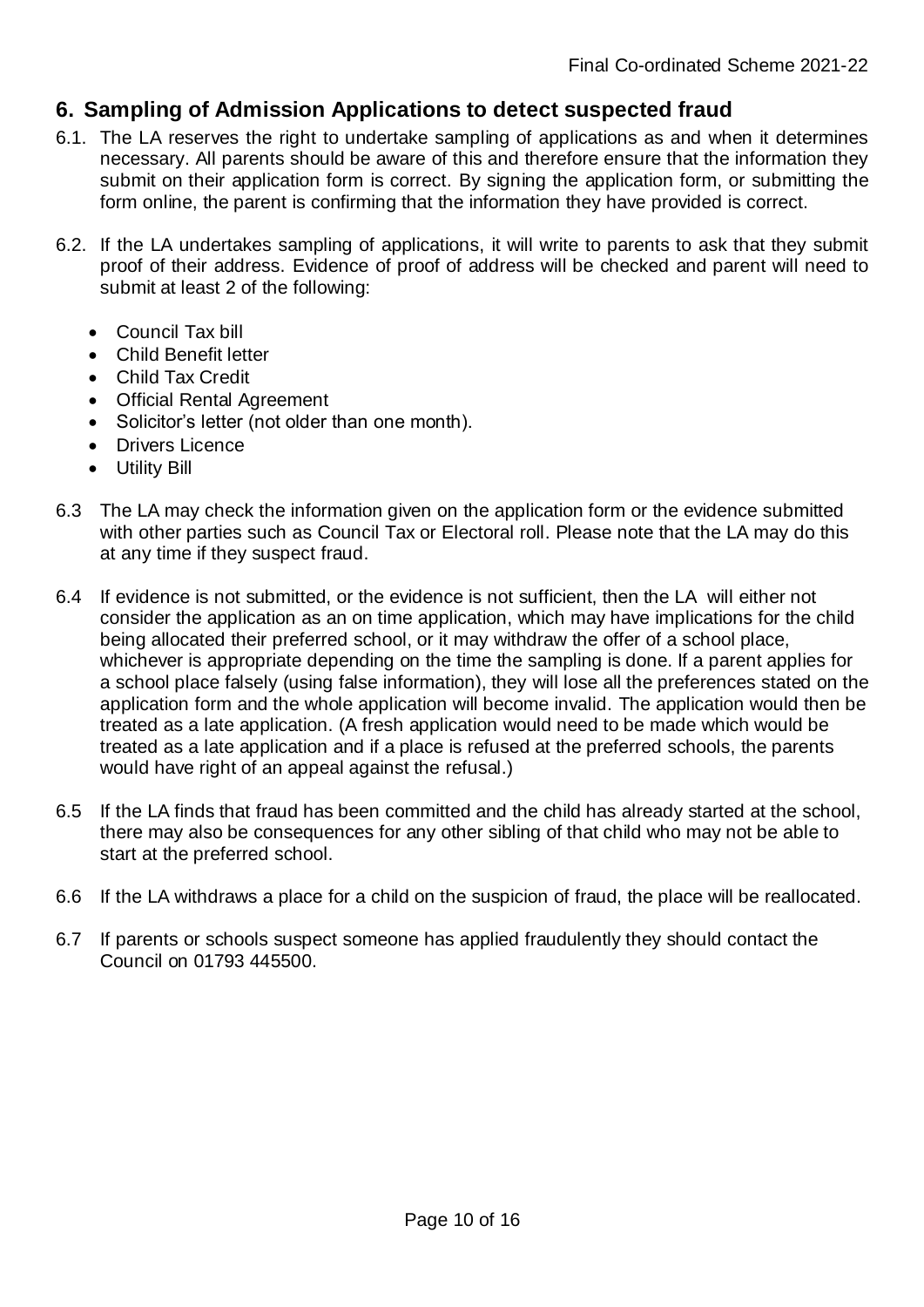## 6. Sampling of Admission Applications to detect suspected fraud

6.1. The LA reserves the right to undertake sampling of applications as and when it determines necessary. All parents should be aware of this and therefore ensure that the information they submit on their application form is correct. By signing the application form, or submitting the form online, the parent is confirming that the information they have provided is correct.

6.2. If the LA undertakes sampling of applications, it will write to parents to ask that they submit proof of their address. Evidence of proof of address will be checked and parent will need to submit at least 2 of the following:

- Council Tax bill
- Child Benefit letter
- Child Tax Credit
- Official Rental Agreement
- Solicitor's letter (not older than one month).
- Drivers Licence
- Utility Bill

6.3 The LA may check the information given on the application form or the evidence submitted with other parties such as Council Tax or Electoral roll. Please note that the LA may do this at any time if they suspect fraud.

6.4 If evidence is not submitted, or the evidence is not sufficient, then the LA will either not consider the application as an on time application, which may have implications for the child being allocated their preferred school, or it may withdraw the offer of a school place, whichever is appropriate depending on the time the sampling is done. If a parent applies for a school place falsely (using false information), they will lose all the preferences stated on the application form and the whole application will become invalid. The application would then be treated as a late application. (A fresh application would need to be made which would be treated as a late application and if a place is refused at the preferred schools, the parents would have right of an appeal against the refusal.)

6.5 If the LA finds that fraud has been committed and the child has already started at the school, there may also be consequences for any other sibling of that child who may not be able to start at the preferred school.

6.6 If the LA withdraws a place for a child on the suspicion of fraud, the place will be reallocated.

6.7 If parents or schools suspect someone has applied fraudulently they should contact the Council on 01793 445500.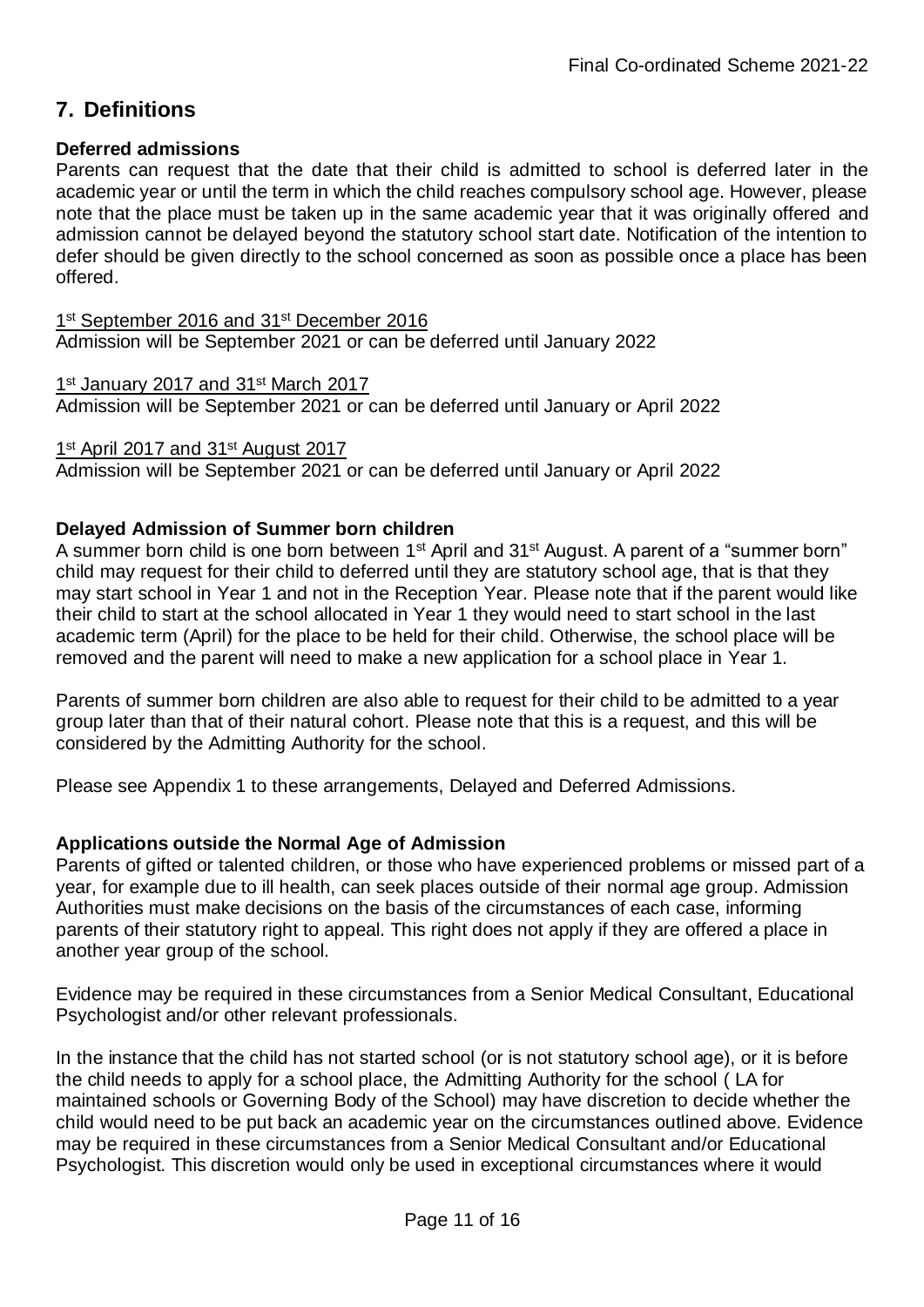## 7. Definitions

**Deferred admissions**

Parents can request that the date that their child is admitted to school is deferred later in the academic year or until the term in which the child reaches compulsory school age. However, please note that the place must be taken up in the same academic year that it was originally offered and admission cannot be delayed beyond the statutory school start date. Notification of the intention to defer should be given directly to the school concerned as soon as possible once a place has been offered.

1st September 2016 and 31st December 2016
Admission will be September 2021 or can be deferred until January 2022

1st January 2017 and 31st March 2017
Admission will be September 2021 or can be deferred until January or April 2022

1st April 2017 and 31st August 2017
Admission will be September 2021 or can be deferred until January or April 2022

**Delayed Admission of Summer born children**

A summer born child is one born between 1st April and 31st August. A parent of a "summer born" child may request for their child to deferred until they are statutory school age, that is that they may start school in Year 1 and not in the Reception Year. Please note that if the parent would like their child to start at the school allocated in Year 1 they would need to start school in the last academic term (April) for the place to be held for their child. Otherwise, the school place will be removed and the parent will need to make a new application for a school place in Year 1.

Parents of summer born children are also able to request for their child to be admitted to a year group later than that of their natural cohort. Please note that this is a request, and this will be considered by the Admitting Authority for the school.

Please see Appendix 1 to these arrangements, Delayed and Deferred Admissions.

**Applications outside the Normal Age of Admission**

Parents of gifted or talented children, or those who have experienced problems or missed part of a year, for example due to ill health, can seek places outside of their normal age group. Admission Authorities must make decisions on the basis of the circumstances of each case, informing parents of their statutory right to appeal. This right does not apply if they are offered a place in another year group of the school.

Evidence may be required in these circumstances from a Senior Medical Consultant, Educational Psychologist and/or other relevant professionals.

In the instance that the child has not started school (or is not statutory school age), or it is before the child needs to apply for a school place, the Admitting Authority for the school ( LA for maintained schools or Governing Body of the School) may have discretion to decide whether the child would need to be put back an academic year on the circumstances outlined above. Evidence may be required in these circumstances from a Senior Medical Consultant and/or Educational Psychologist. This discretion would only be used in exceptional circumstances where it would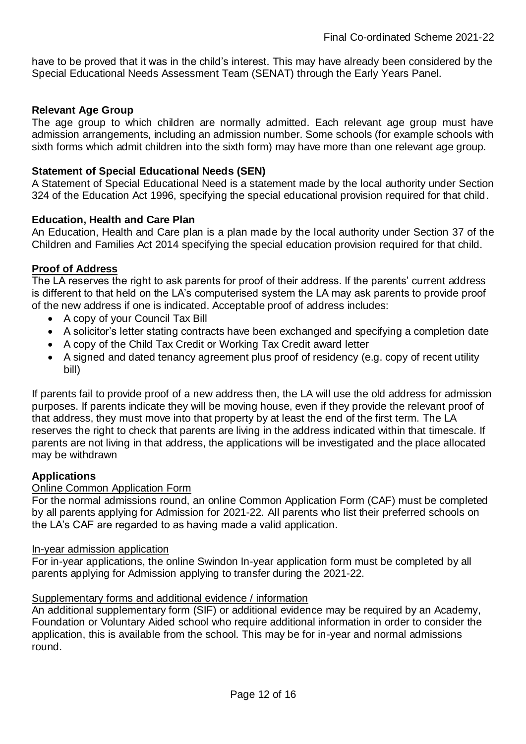have to be proved that it was in the child's interest. This may have already been considered by the Special Educational Needs Assessment Team (SENAT) through the Early Years Panel.

**Relevant Age Group**

The age group to which children are normally admitted. Each relevant age group must have admission arrangements, including an admission number. Some schools (for example schools with sixth forms which admit children into the sixth form) may have more than one relevant age group.

**Statement of Special Educational Needs (SEN)**

A Statement of Special Educational Need is a statement made by the local authority under Section 324 of the Education Act 1996, specifying the special educational provision required for that child.

**Education, Health and Care Plan**

An Education, Health and Care plan is a plan made by the local authority under Section 37 of the Children and Families Act 2014 specifying the special education provision required for that child.

**Proof of Address**

The LA reserves the right to ask parents for proof of their address. If the parents' current address is different to that held on the LA's computerised system the LA may ask parents to provide proof of the new address if one is indicated. Acceptable proof of address includes:

- A copy of your Council Tax Bill
- A solicitor's letter stating contracts have been exchanged and specifying a completion date
- A copy of the Child Tax Credit or Working Tax Credit award letter
- A signed and dated tenancy agreement plus proof of residency (e.g. copy of recent utility bill)

If parents fail to provide proof of a new address then, the LA will use the old address for admission purposes. If parents indicate they will be moving house, even if they provide the relevant proof of that address, they must move into that property by at least the end of the first term. The LA reserves the right to check that parents are living in the address indicated within that timescale. If parents are not living in that address, the applications will be investigated and the place allocated may be withdrawn

**Applications**

Online Common Application Form

For the normal admissions round, an online Common Application Form (CAF) must be completed by all parents applying for Admission for 2021-22. All parents who list their preferred schools on the LA's CAF are regarded to as having made a valid application.

In-year admission application

For in-year applications, the online Swindon In-year application form must be completed by all parents applying for Admission applying to transfer during the 2021-22.

Supplementary forms and additional evidence / information

An additional supplementary form (SIF) or additional evidence may be required by an Academy, Foundation or Voluntary Aided school who require additional information in order to consider the application, this is available from the school. This may be for in-year and normal admissions round.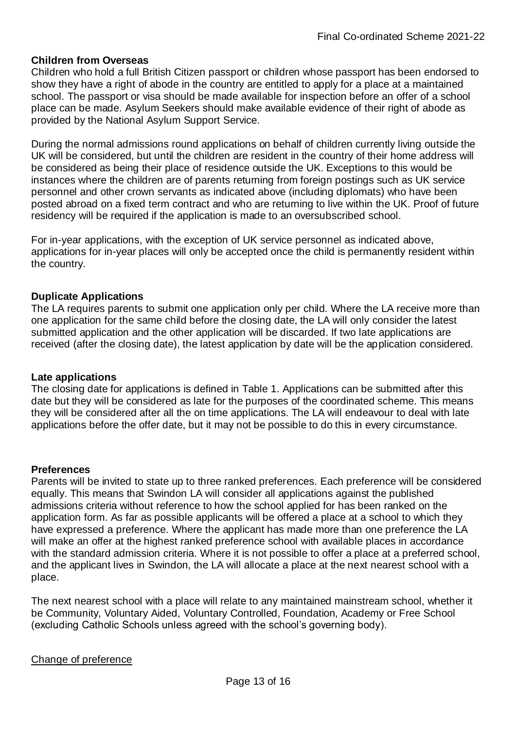**Children from Overseas**

Children who hold a full British Citizen passport or children whose passport has been endorsed to show they have a right of abode in the country are entitled to apply for a place at a maintained school. The passport or visa should be made available for inspection before an offer of a school place can be made. Asylum Seekers should make available evidence of their right of abode as provided by the National Asylum Support Service.

During the normal admissions round applications on behalf of children currently living outside the UK will be considered, but until the children are resident in the country of their home address will be considered as being their place of residence outside the UK. Exceptions to this would be instances where the children are of parents returning from foreign postings such as UK service personnel and other crown servants as indicated above (including diplomats) who have been posted abroad on a fixed term contract and who are returning to live within the UK. Proof of future residency will be required if the application is made to an oversubscribed school.

For in-year applications, with the exception of UK service personnel as indicated above, applications for in-year places will only be accepted once the child is permanently resident within the country.

**Duplicate Applications**

The LA requires parents to submit one application only per child. Where the LA receive more than one application for the same child before the closing date, the LA will only consider the latest submitted application and the other application will be discarded. If two late applications are received (after the closing date), the latest application by date will be the application considered.

**Late applications**

The closing date for applications is defined in Table 1. Applications can be submitted after this date but they will be considered as late for the purposes of the coordinated scheme. This means they will be considered after all the on time applications. The LA will endeavour to deal with late applications before the offer date, but it may not be possible to do this in every circumstance.

**Preferences**

Parents will be invited to state up to three ranked preferences. Each preference will be considered equally. This means that Swindon LA will consider all applications against the published admissions criteria without reference to how the school applied for has been ranked on the application form. As far as possible applicants will be offered a place at a school to which they have expressed a preference. Where the applicant has made more than one preference the LA will make an offer at the highest ranked preference school with available places in accordance with the standard admission criteria. Where it is not possible to offer a place at a preferred school, and the applicant lives in Swindon, the LA will allocate a place at the next nearest school with a place.

The next nearest school with a place will relate to any maintained mainstream school, whether it be Community, Voluntary Aided, Voluntary Controlled, Foundation, Academy or Free School (excluding Catholic Schools unless agreed with the school's governing body).

<u>Change of preference</u>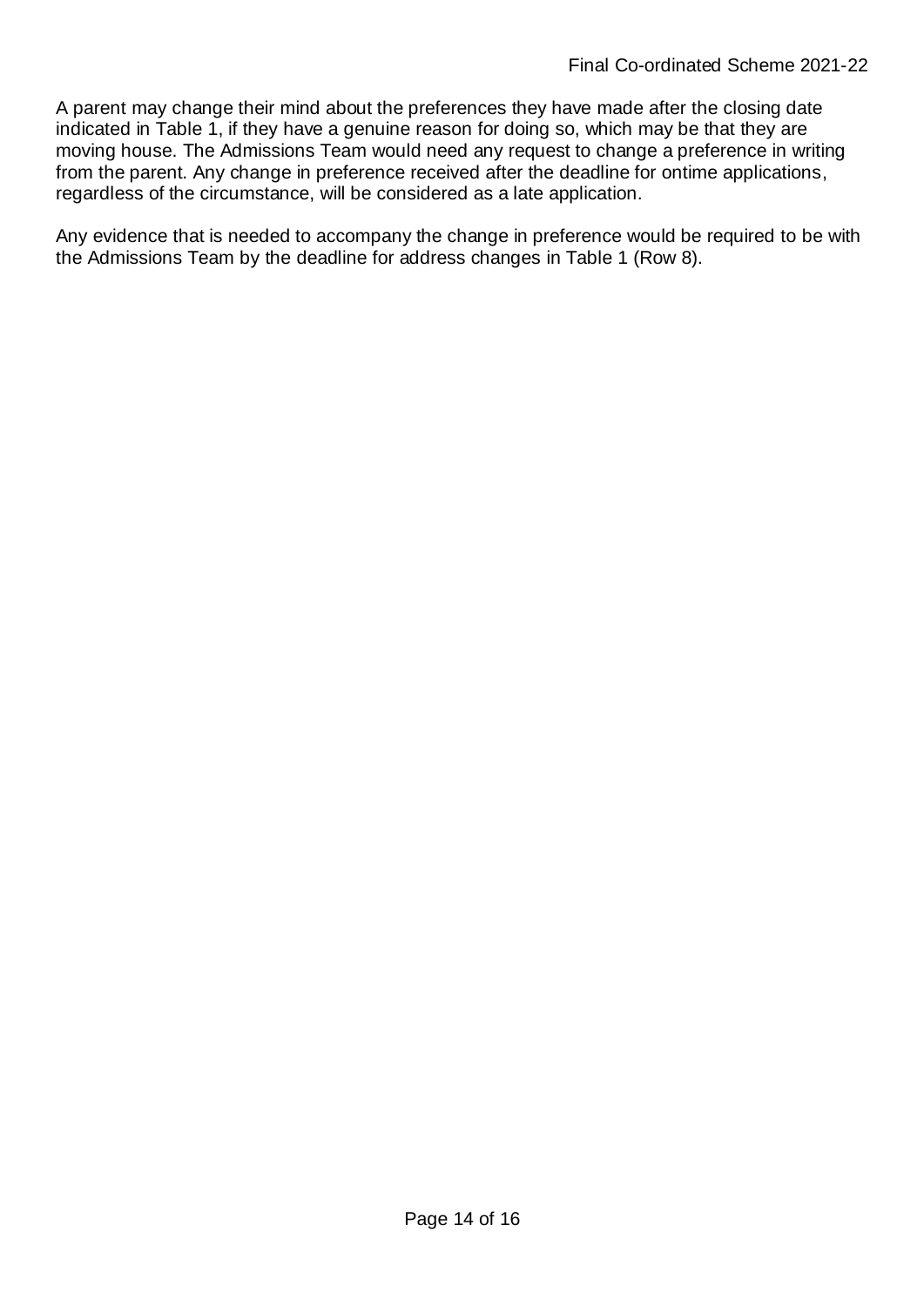A parent may change their mind about the preferences they have made after the closing date indicated in Table 1, if they have a genuine reason for doing so, which may be that they are moving house. The Admissions Team would need any request to change a preference in writing from the parent. Any change in preference received after the deadline for ontime applications, regardless of the circumstance, will be considered as a late application.

Any evidence that is needed to accompany the change in preference would be required to be with the Admissions Team by the deadline for address changes in Table 1 (Row 8).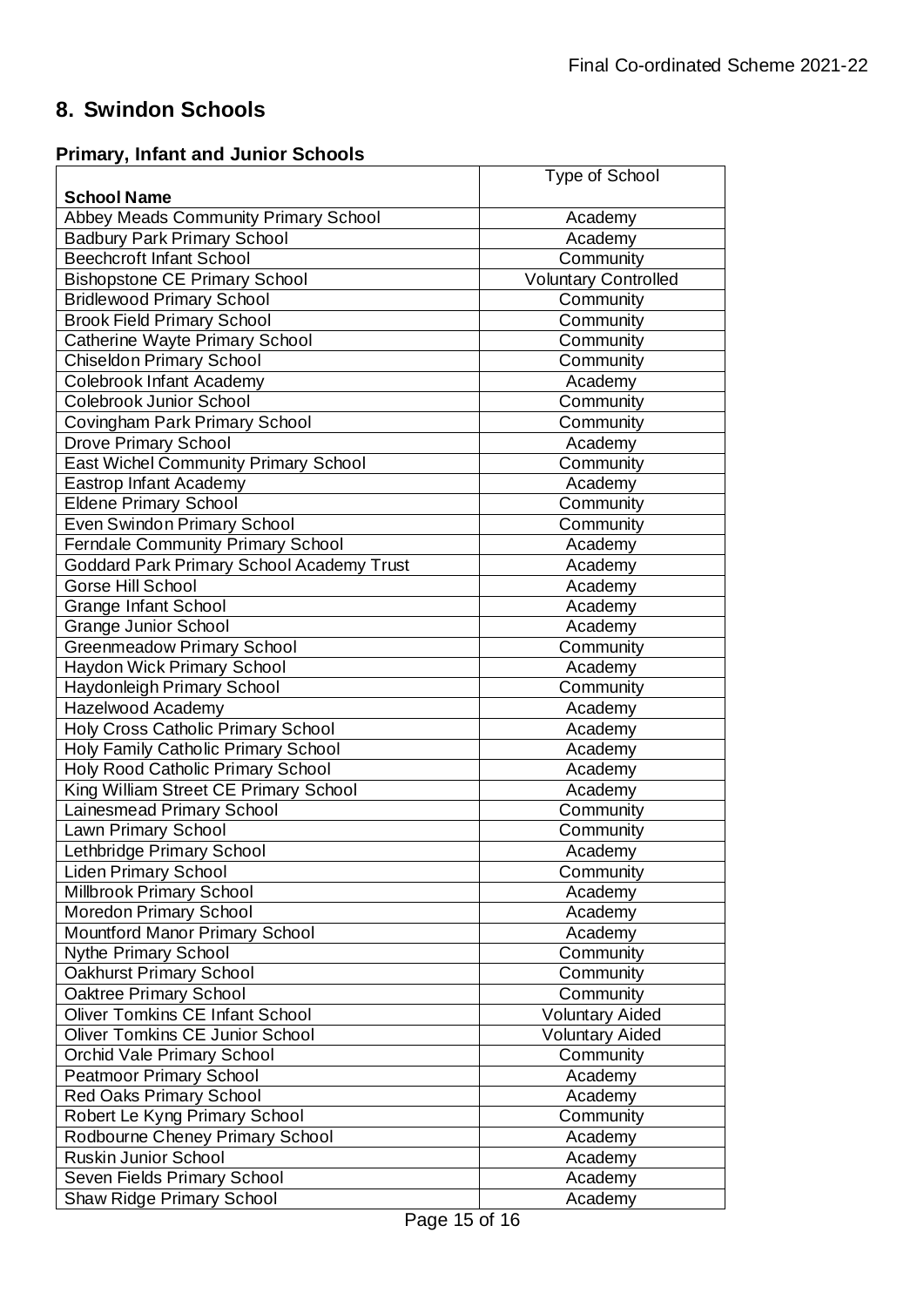## 8. Swindon Schools

### Primary, Infant and Junior Schools

| School Name | Type of School |
|---|---|
| Abbey Meads Community Primary School | Academy |
| Badbury Park Primary School | Academy |
| Beechcroft Infant School | Community |
| Bishopstone CE Primary School | Voluntary Controlled |
| Bridlewood Primary School | Community |
| Brook Field Primary School | Community |
| Catherine Wayte Primary School | Community |
| Chiseldon Primary School | Community |
| Colebrook Infant Academy | Academy |
| Colebrook Junior School | Community |
| Covingham Park Primary School | Community |
| Drove Primary School | Academy |
| East Wichel Community Primary School | Community |
| Eastrop Infant Academy | Academy |
| Eldene Primary School | Community |
| Even Swindon Primary School | Community |
| Ferndale Community Primary School | Academy |
| Goddard Park Primary School Academy Trust | Academy |
| Gorse Hill School | Academy |
| Grange Infant School | Academy |
| Grange Junior School | Academy |
| Greenmeadow Primary School | Community |
| Haydon Wick Primary School | Academy |
| Haydonleigh Primary School | Community |
| Hazelwood Academy | Academy |
| Holy Cross Catholic Primary School | Academy |
| Holy Family Catholic Primary School | Academy |
| Holy Rood Catholic Primary School | Academy |
| King William Street CE Primary School | Academy |
| Lainesmead Primary School | Community |
| Lawn Primary School | Community |
| Lethbridge Primary School | Academy |
| Liden Primary School | Community |
| Millbrook Primary School | Academy |
| Moredon Primary School | Academy |
| Mountford Manor Primary School | Academy |
| Nythe Primary School | Community |
| Oakhurst Primary School | Community |
| Oaktree Primary School | Community |
| Oliver Tomkins CE Infant School | Voluntary Aided |
| Oliver Tomkins CE Junior School | Voluntary Aided |
| Orchid Vale Primary School | Community |
| Peatmoor Primary School | Academy |
| Red Oaks Primary School | Academy |
| Robert Le Kyng Primary School | Community |
| Rodbourne Cheney Primary School | Academy |
| Ruskin Junior School | Academy |
| Seven Fields Primary School | Academy |
| Shaw Ridge Primary School | Academy |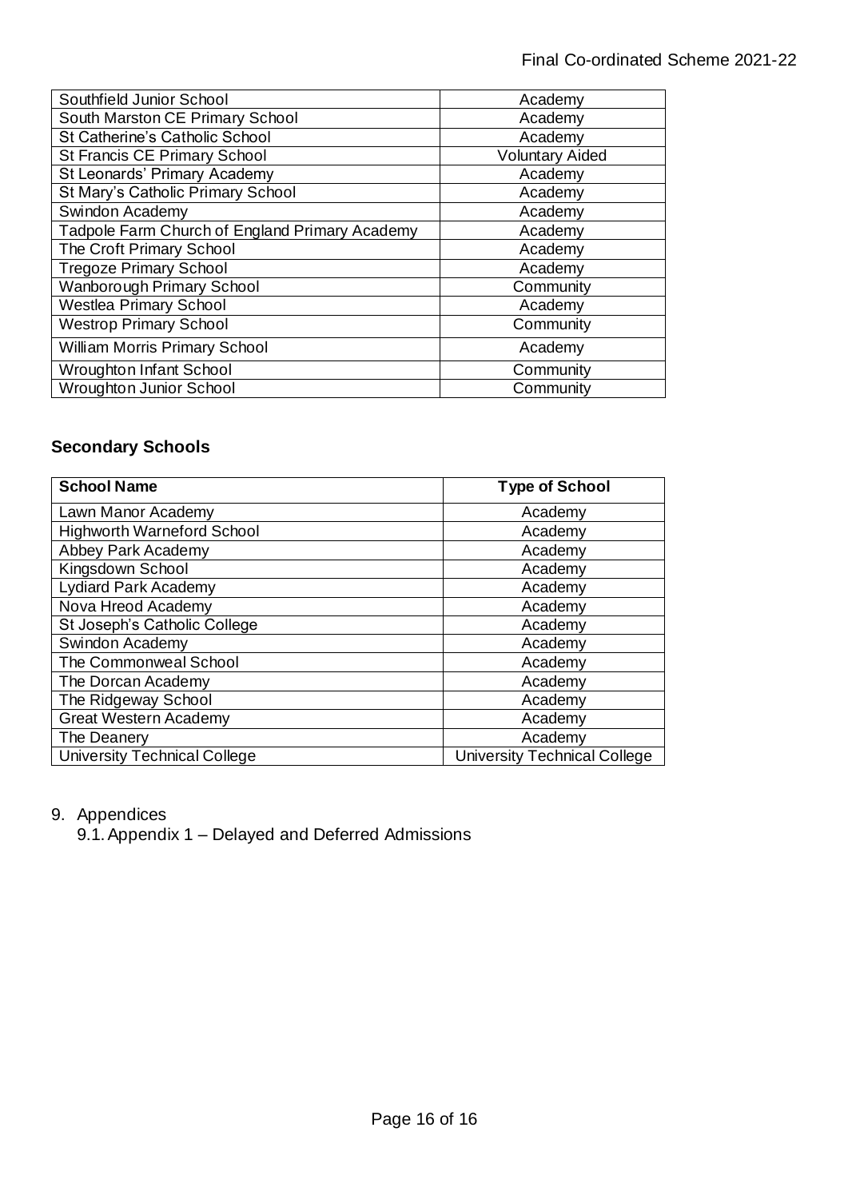| | |
|---|---|
| Southfield Junior School | Academy |
| South Marston CE Primary School | Academy |
| St Catherine's Catholic School | Academy |
| St Francis CE Primary School | Voluntary Aided |
| St Leonards' Primary Academy | Academy |
| St Mary's Catholic Primary School | Academy |
| Swindon Academy | Academy |
| Tadpole Farm Church of England Primary Academy | Academy |
| The Croft Primary School | Academy |
| Tregoze Primary School | Academy |
| Wanborough Primary School | Community |
| Westlea Primary School | Academy |
| Westrop Primary School | Community |
| William Morris Primary School | Academy |
| Wroughton Infant School | Community |
| Wroughton Junior School | Community |

### Secondary Schools

| School Name | Type of School |
|---|---|
| Lawn Manor Academy | Academy |
| Highworth Warneford School | Academy |
| Abbey Park Academy | Academy |
| Kingsdown School | Academy |
| Lydiard Park Academy | Academy |
| Nova Hreod Academy | Academy |
| St Joseph's Catholic College | Academy |
| Swindon Academy | Academy |
| The Commonweal School | Academy |
| The Dorcan Academy | Academy |
| The Ridgeway School | Academy |
| Great Western Academy | Academy |
| The Deanery | Academy |
| University Technical College | University Technical College |

9. Appendices
   9.1. Appendix 1 – Delayed and Deferred Admissions